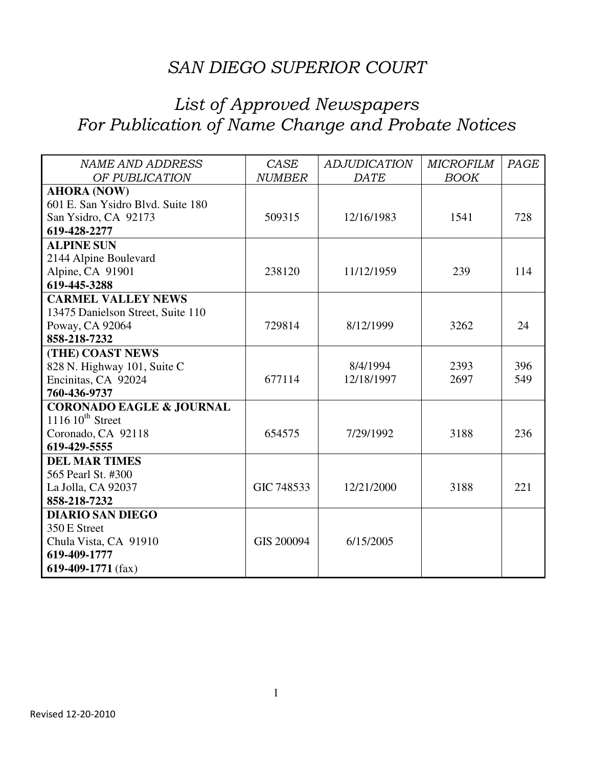# *SAN DIEGO SUPERIOR COURT*

## *List of Approved Newspapers*
## *For Publication of Name Change and Probate Notices*

| *NAME AND ADDRESS OF PUBLICATION* | *CASE NUMBER* | *ADJUDICATION DATE* | *MICROFILM BOOK* | *PAGE* |
|---|---|---|---|---|
| **AHORA (NOW)**<br>601 E. San Ysidro Blvd. Suite 180<br>San Ysidro, CA 92173<br>**619-428-2277** | 509315 | 12/16/1983 | 1541 | 728 |
| **ALPINE SUN**<br>2144 Alpine Boulevard<br>Alpine, CA 91901<br>**619-445-3288** | 238120 | 11/12/1959 | 239 | 114 |
| **CARMEL VALLEY NEWS**<br>13475 Danielson Street, Suite 110<br>Poway, CA 92064<br>**858-218-7232** | 729814 | 8/12/1999 | 3262 | 24 |
| **(THE) COAST NEWS**<br>828 N. Highway 101, Suite C<br>Encinitas, CA 92024<br>**760-436-9737** | 677114 | 8/4/1994<br>12/18/1997 | 2393<br>2697 | 396<br>549 |
| **CORONADO EAGLE & JOURNAL**<br>1116 10th Street<br>Coronado, CA 92118<br>**619-429-5555** | 654575 | 7/29/1992 | 3188 | 236 |
| **DEL MAR TIMES**<br>565 Pearl St. #300<br>La Jolla, CA 92037<br>**858-218-7232** | GIC 748533 | 12/21/2000 | 3188 | 221 |
| **DIARIO SAN DIEGO**<br>350 E Street<br>Chula Vista, CA 91910<br>**619-409-1777**<br>**619-409-1771** (fax) | GIS 200094 | 6/15/2005 | | |

Revised 12-20-2010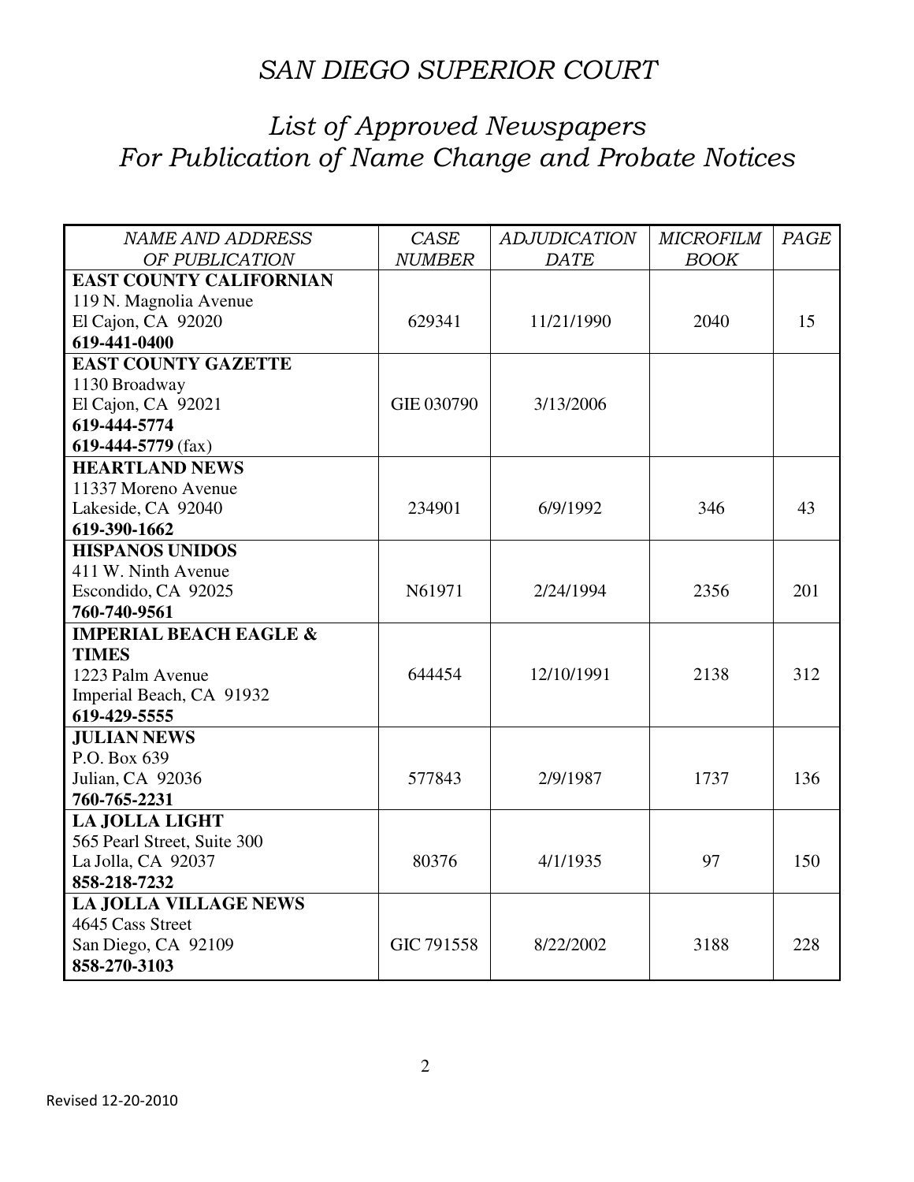# *SAN DIEGO SUPERIOR COURT*

## *List of Approved Newspapers For Publication of Name Change and Probate Notices*

| *NAME AND ADDRESS OF PUBLICATION* | *CASE NUMBER* | *ADJUDICATION DATE* | *MICROFILM BOOK* | *PAGE* |
|---|---|---|---|---|
| **EAST COUNTY CALIFORNIAN**<br>119 N. Magnolia Avenue<br>El Cajon, CA 92020<br>**619-441-0400** | 629341 | 11/21/1990 | 2040 | 15 |
| **EAST COUNTY GAZETTE**<br>1130 Broadway<br>El Cajon, CA 92021<br>**619-444-5774**<br>**619-444-5779** (fax) | GIE 030790 | 3/13/2006 | | |
| **HEARTLAND NEWS**<br>11337 Moreno Avenue<br>Lakeside, CA 92040<br>**619-390-1662** | 234901 | 6/9/1992 | 346 | 43 |
| **HISPANOS UNIDOS**<br>411 W. Ninth Avenue<br>Escondido, CA 92025<br>**760-740-9561** | N61971 | 2/24/1994 | 2356 | 201 |
| **IMPERIAL BEACH EAGLE & TIMES**<br>1223 Palm Avenue<br>Imperial Beach, CA 91932<br>**619-429-5555** | 644454 | 12/10/1991 | 2138 | 312 |
| **JULIAN NEWS**<br>P.O. Box 639<br>Julian, CA 92036<br>**760-765-2231** | 577843 | 2/9/1987 | 1737 | 136 |
| **LA JOLLA LIGHT**<br>565 Pearl Street, Suite 300<br>La Jolla, CA 92037<br>**858-218-7232** | 80376 | 4/1/1935 | 97 | 150 |
| **LA JOLLA VILLAGE NEWS**<br>4645 Cass Street<br>San Diego, CA 92109<br>**858-270-3103** | GIC 791558 | 8/22/2002 | 3188 | 228 |

Revised 12-20-2010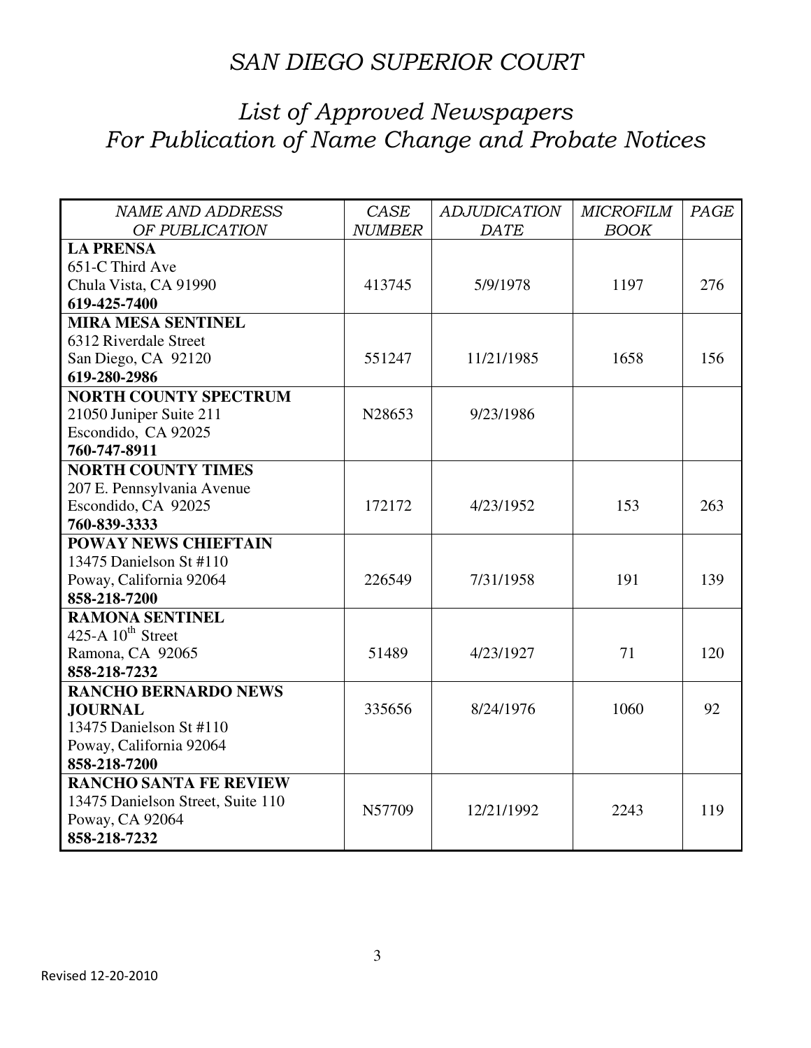# *SAN DIEGO SUPERIOR COURT*

## *List of Approved Newspapers For Publication of Name Change and Probate Notices*

| *NAME AND ADDRESS OF PUBLICATION* | *CASE NUMBER* | *ADJUDICATION DATE* | *MICROFILM BOOK* | *PAGE* |
|---|---|---|---|---|
| **LA PRENSA**<br>651-C Third Ave<br>Chula Vista, CA 91990<br>**619-425-7400** | 413745 | 5/9/1978 | 1197 | 276 |
| **MIRA MESA SENTINEL**<br>6312 Riverdale Street<br>San Diego, CA 92120<br>**619-280-2986** | 551247 | 11/21/1985 | 1658 | 156 |
| **NORTH COUNTY SPECTRUM**<br>21050 Juniper Suite 211<br>Escondido, CA 92025<br>**760-747-8911** | N28653 | 9/23/1986 | | |
| **NORTH COUNTY TIMES**<br>207 E. Pennsylvania Avenue<br>Escondido, CA 92025<br>**760-839-3333** | 172172 | 4/23/1952 | 153 | 263 |
| **POWAY NEWS CHIEFTAIN**<br>13475 Danielson St #110<br>Poway, California 92064<br>**858-218-7200** | 226549 | 7/31/1958 | 191 | 139 |
| **RAMONA SENTINEL**<br>425-A 10th Street<br>Ramona, CA 92065<br>**858-218-7232** | 51489 | 4/23/1927 | 71 | 120 |
| **RANCHO BERNARDO NEWS JOURNAL**<br>13475 Danielson St #110<br>Poway, California 92064<br>**858-218-7200** | 335656 | 8/24/1976 | 1060 | 92 |
| **RANCHO SANTA FE REVIEW**<br>13475 Danielson Street, Suite 110<br>Poway, CA 92064<br>**858-218-7232** | N57709 | 12/21/1992 | 2243 | 119 |

Revised 12-20-2010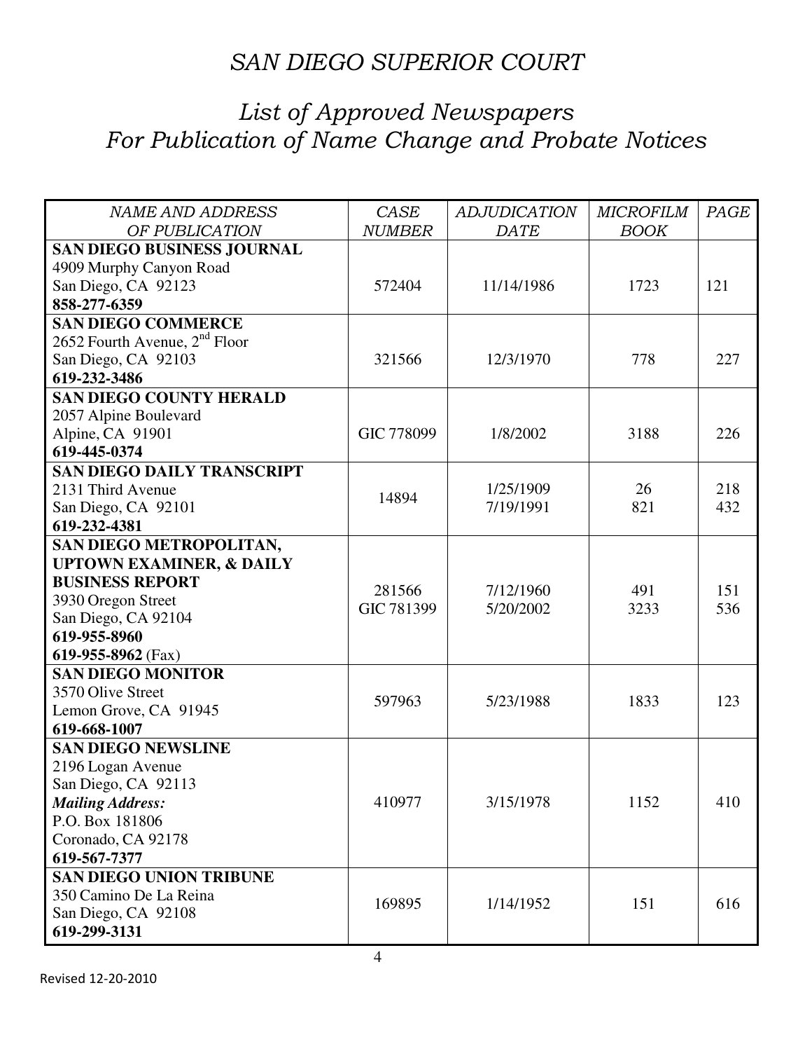# *SAN DIEGO SUPERIOR COURT*

## *List of Approved Newspapers For Publication of Name Change and Probate Notices*

| *NAME AND ADDRESS OF PUBLICATION* | *CASE NUMBER* | *ADJUDICATION DATE* | *MICROFILM BOOK* | *PAGE* |
|---|---|---|---|---|
| **SAN DIEGO BUSINESS JOURNAL**<br>4909 Murphy Canyon Road<br>San Diego, CA 92123<br>**858-277-6359** | 572404 | 11/14/1986 | 1723 | 121 |
| **SAN DIEGO COMMERCE**<br>2652 Fourth Avenue, 2nd Floor<br>San Diego, CA 92103<br>**619-232-3486** | 321566 | 12/3/1970 | 778 | 227 |
| **SAN DIEGO COUNTY HERALD**<br>2057 Alpine Boulevard<br>Alpine, CA 91901<br>**619-445-0374** | GIC 778099 | 1/8/2002 | 3188 | 226 |
| **SAN DIEGO DAILY TRANSCRIPT**<br>2131 Third Avenue<br>San Diego, CA 92101<br>**619-232-4381** | 14894 | 1/25/1909<br>7/19/1991 | 26<br>821 | 218<br>432 |
| **SAN DIEGO METROPOLITAN, UPTOWN EXAMINER, & DAILY BUSINESS REPORT**<br>3930 Oregon Street<br>San Diego, CA 92104<br>**619-955-8960**<br>**619-955-8962** (Fax) | 281566<br>GIC 781399 | 7/12/1960<br>5/20/2002 | 491<br>3233 | 151<br>536 |
| **SAN DIEGO MONITOR**<br>3570 Olive Street<br>Lemon Grove, CA 91945<br>**619-668-1007** | 597963 | 5/23/1988 | 1833 | 123 |
| **SAN DIEGO NEWSLINE**<br>2196 Logan Avenue<br>San Diego, CA 92113<br>***Mailing Address:***<br>P.O. Box 181806<br>Coronado, CA 92178<br>**619-567-7377** | 410977 | 3/15/1978 | 1152 | 410 |
| **SAN DIEGO UNION TRIBUNE**<br>350 Camino De La Reina<br>San Diego, CA 92108<br>**619-299-3131** | 169895 | 1/14/1952 | 151 | 616 |

Revised 12-20-2010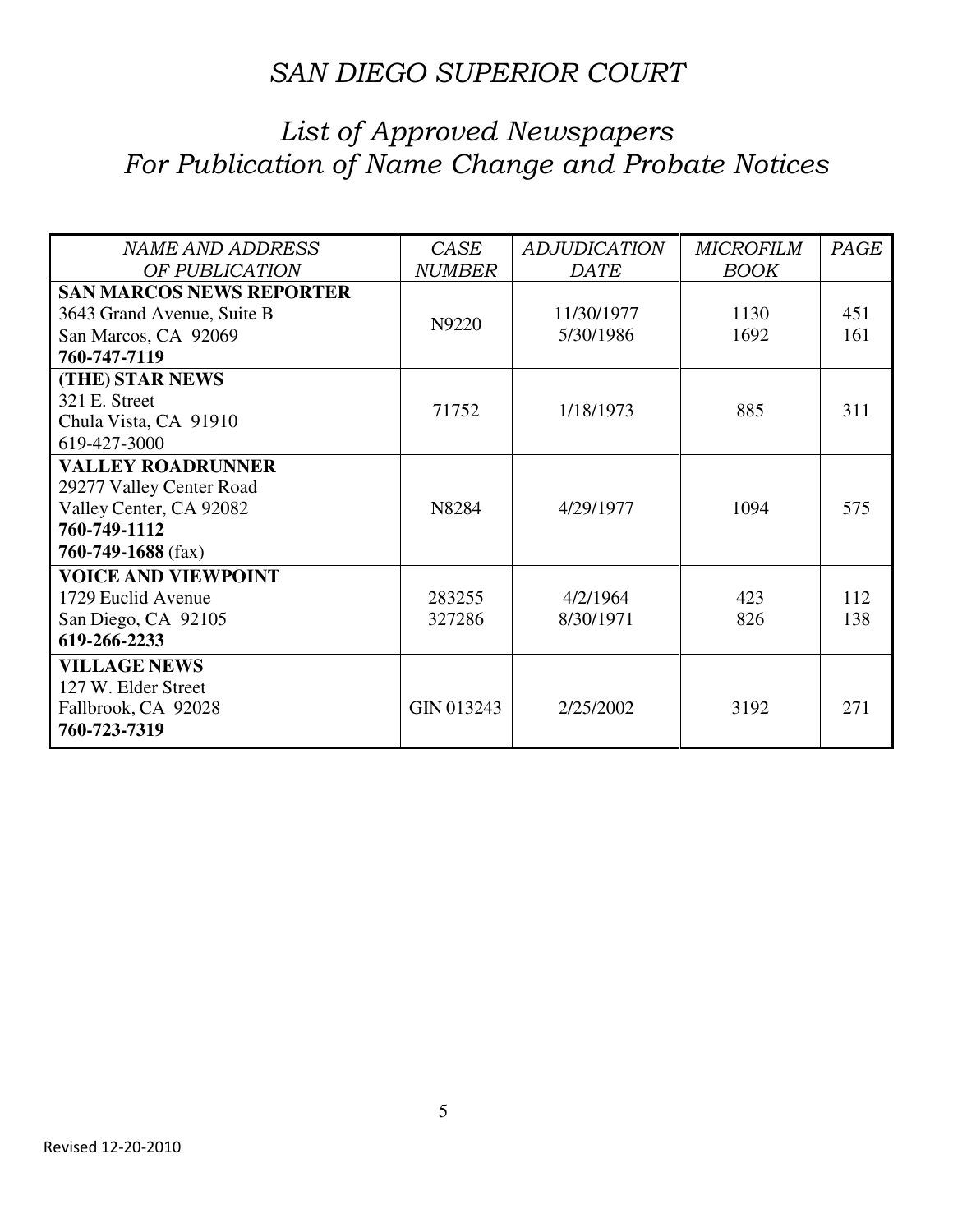# *SAN DIEGO SUPERIOR COURT*

## *List of Approved Newspapers For Publication of Name Change and Probate Notices*

| *NAME AND ADDRESS OF PUBLICATION* | *CASE NUMBER* | *ADJUDICATION DATE* | *MICROFILM BOOK* | *PAGE* |
|---|---|---|---|---|
| **SAN MARCOS NEWS REPORTER**<br>3643 Grand Avenue, Suite B<br>San Marcos, CA 92069<br>**760-747-7119** | N9220 | 11/30/1977<br>5/30/1986 | 1130<br>1692 | 451<br>161 |
| **(THE) STAR NEWS**<br>321 E. Street<br>Chula Vista, CA 91910<br>619-427-3000 | 71752 | 1/18/1973 | 885 | 311 |
| **VALLEY ROADRUNNER**<br>29277 Valley Center Road<br>Valley Center, CA 92082<br>**760-749-1112**<br>**760-749-1688** (fax) | N8284 | 4/29/1977 | 1094 | 575 |
| **VOICE AND VIEWPOINT**<br>1729 Euclid Avenue<br>San Diego, CA 92105<br>**619-266-2233** | 283255<br>327286 | 4/2/1964<br>8/30/1971 | 423<br>826 | 112<br>138 |
| **VILLAGE NEWS**<br>127 W. Elder Street<br>Fallbrook, CA 92028<br>**760-723-7319** | GIN 013243 | 2/25/2002 | 3192 | 271 |

Revised 12-20-2010